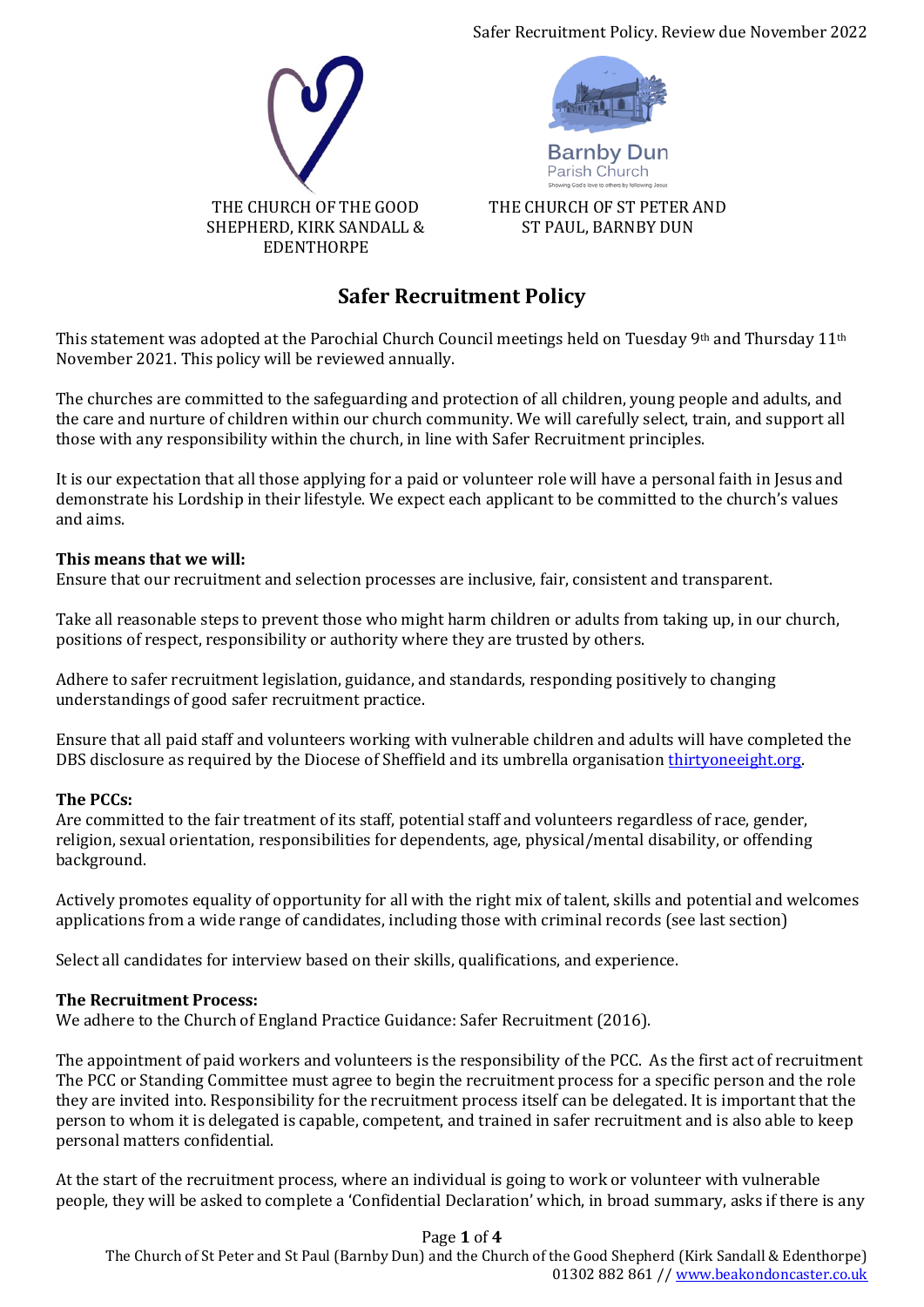THE CHURCH OF THE GOOD SHEPHERD, KIRK SANDALL & EDENTHORPE

THE CHURCH OF ST PETER AND ST PAUL, BARNBY DUN

# Safer Recruitment Policy

This statement was adopted at the Parochial Church Council meetings held on Tuesday 9th and Thursday 11th November 2021. This policy will be reviewed annually.

The churches are committed to the safeguarding and protection of all children, young people and adults, and the care and nurture of children within our church community. We will carefully select, train, and support all those with any responsibility within the church, in line with Safer Recruitment principles.

It is our expectation that all those applying for a paid or volunteer role will have a personal faith in Jesus and demonstrate his Lordship in their lifestyle. We expect each applicant to be committed to the church's values and aims.

**This means that we will:**

Ensure that our recruitment and selection processes are inclusive, fair, consistent and transparent.

Take all reasonable steps to prevent those who might harm children or adults from taking up, in our church, positions of respect, responsibility or authority where they are trusted by others.

Adhere to safer recruitment legislation, guidance, and standards, responding positively to changing understandings of good safer recruitment practice.

Ensure that all paid staff and volunteers working with vulnerable children and adults will have completed the DBS disclosure as required by the Diocese of Sheffield and its umbrella organisation [thirtyoneeight.org](thirtyoneeight.org).

**The PCCs:**

Are committed to the fair treatment of its staff, potential staff and volunteers regardless of race, gender, religion, sexual orientation, responsibilities for dependents, age, physical/mental disability, or offending background.

Actively promotes equality of opportunity for all with the right mix of talent, skills and potential and welcomes applications from a wide range of candidates, including those with criminal records (see last section)

Select all candidates for interview based on their skills, qualifications, and experience.

**The Recruitment Process:**

We adhere to the Church of England Practice Guidance: Safer Recruitment (2016).

The appointment of paid workers and volunteers is the responsibility of the PCC. As the first act of recruitment The PCC or Standing Committee must agree to begin the recruitment process for a specific person and the role they are invited into. Responsibility for the recruitment process itself can be delegated. It is important that the person to whom it is delegated is capable, competent, and trained in safer recruitment and is also able to keep personal matters confidential.

At the start of the recruitment process, where an individual is going to work or volunteer with vulnerable people, they will be asked to complete a 'Confidential Declaration' which, in broad summary, asks if there is any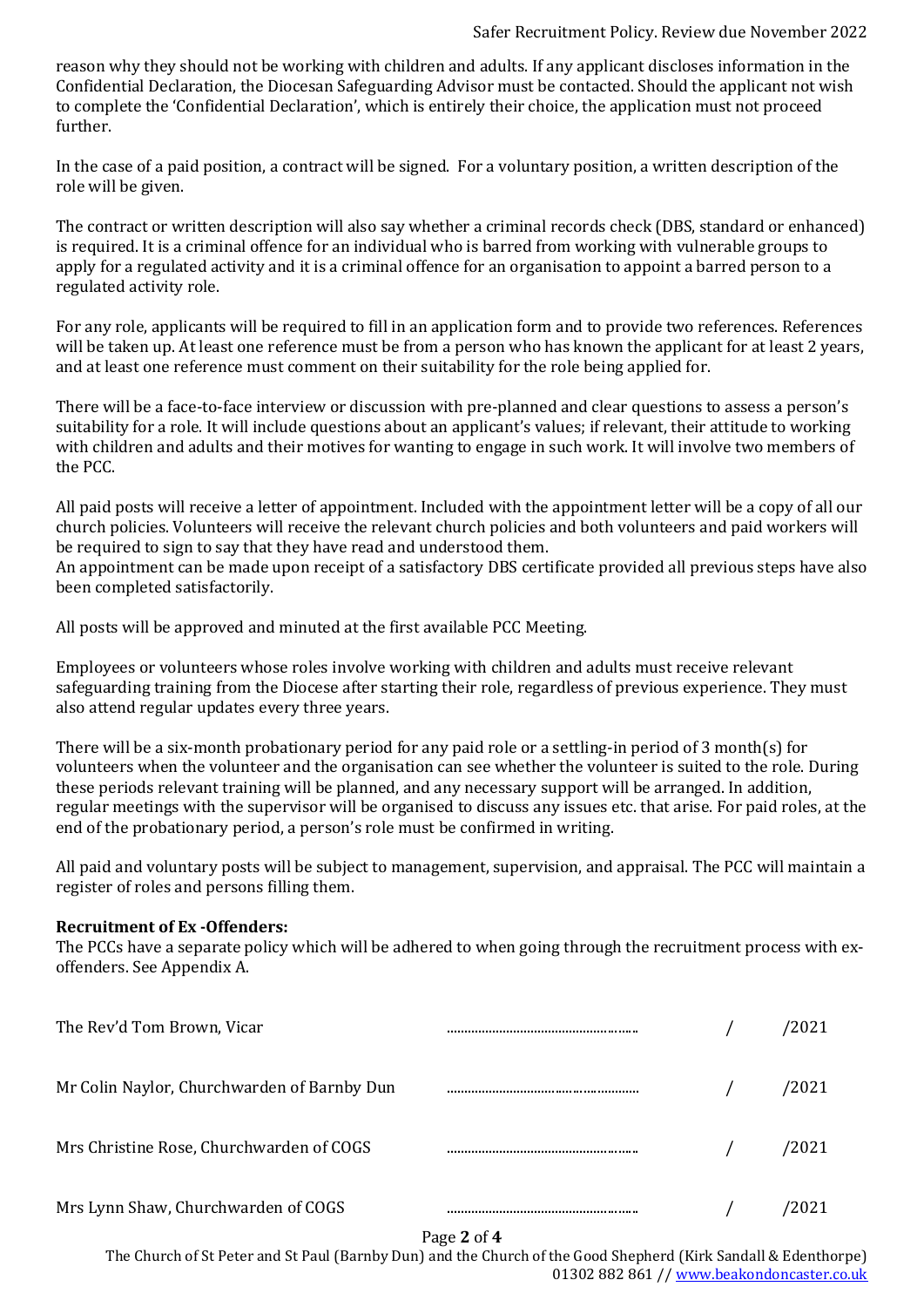reason why they should not be working with children and adults. If any applicant discloses information in the Confidential Declaration, the Diocesan Safeguarding Advisor must be contacted. Should the applicant not wish to complete the 'Confidential Declaration', which is entirely their choice, the application must not proceed further.

In the case of a paid position, a contract will be signed. For a voluntary position, a written description of the role will be given.

The contract or written description will also say whether a criminal records check (DBS, standard or enhanced) is required. It is a criminal offence for an individual who is barred from working with vulnerable groups to apply for a regulated activity and it is a criminal offence for an organisation to appoint a barred person to a regulated activity role.

For any role, applicants will be required to fill in an application form and to provide two references. References will be taken up. At least one reference must be from a person who has known the applicant for at least 2 years, and at least one reference must comment on their suitability for the role being applied for.

There will be a face-to-face interview or discussion with pre-planned and clear questions to assess a person's suitability for a role. It will include questions about an applicant's values; if relevant, their attitude to working with children and adults and their motives for wanting to engage in such work. It will involve two members of the PCC.

All paid posts will receive a letter of appointment. Included with the appointment letter will be a copy of all our church policies. Volunteers will receive the relevant church policies and both volunteers and paid workers will be required to sign to say that they have read and understood them.
An appointment can be made upon receipt of a satisfactory DBS certificate provided all previous steps have also been completed satisfactorily.

All posts will be approved and minuted at the first available PCC Meeting.

Employees or volunteers whose roles involve working with children and adults must receive relevant safeguarding training from the Diocese after starting their role, regardless of previous experience. They must also attend regular updates every three years.

There will be a six-month probationary period for any paid role or a settling-in period of 3 month(s) for volunteers when the volunteer and the organisation can see whether the volunteer is suited to the role. During these periods relevant training will be planned, and any necessary support will be arranged. In addition, regular meetings with the supervisor will be organised to discuss any issues etc. that arise. For paid roles, at the end of the probationary period, a person's role must be confirmed in writing.

All paid and voluntary posts will be subject to management, supervision, and appraisal. The PCC will maintain a register of roles and persons filling them.

**Recruitment of Ex -Offenders:**
The PCCs have a separate policy which will be adhered to when going through the recruitment process with ex-offenders. See Appendix A.

| | | |
|---|---|---|
| The Rev'd Tom Brown, Vicar | ........................................ | / /2021 |
| Mr Colin Naylor, Churchwarden of Barnby Dun | ........................................ | / /2021 |
| Mrs Christine Rose, Churchwarden of COGS | ........................................ | / /2021 |
| Mrs Lynn Shaw, Churchwarden of COGS | ........................................ | / /2021 |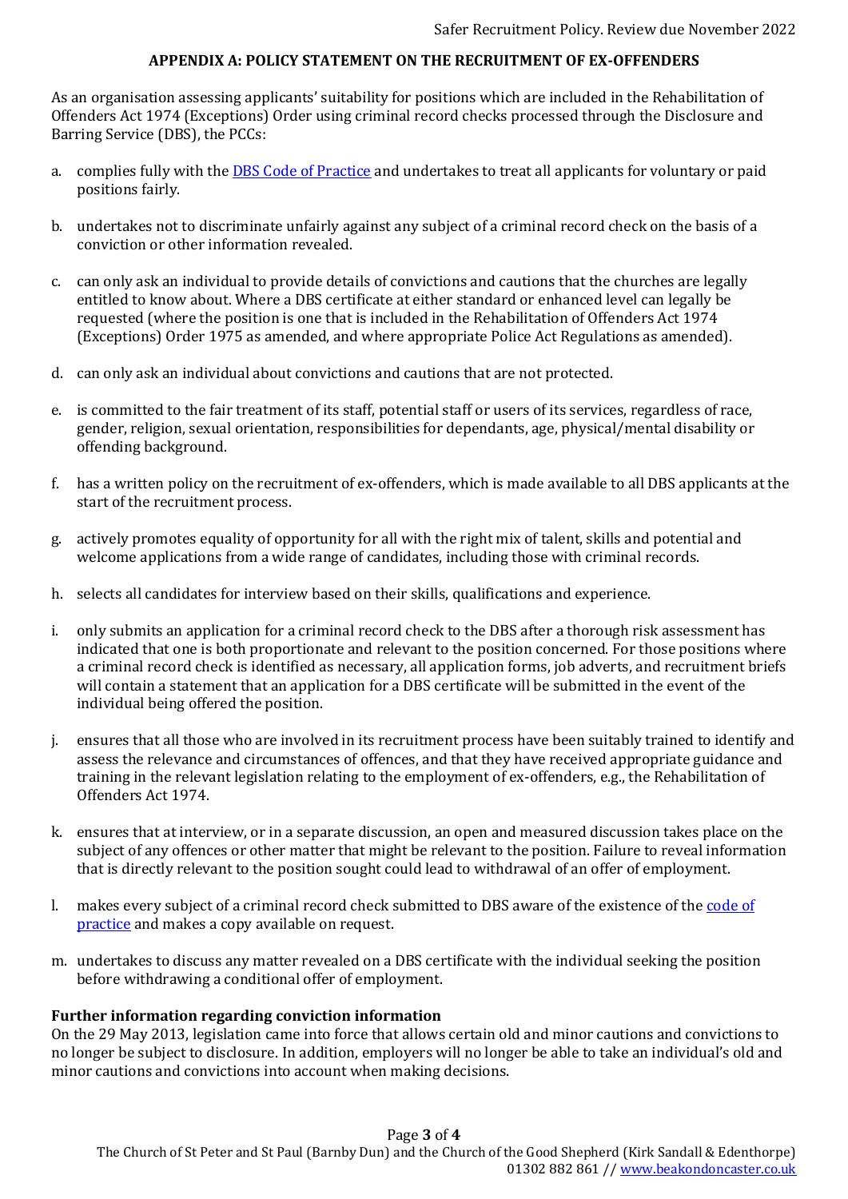## APPENDIX A: POLICY STATEMENT ON THE RECRUITMENT OF EX-OFFENDERS

As an organisation assessing applicants' suitability for positions which are included in the Rehabilitation of Offenders Act 1974 (Exceptions) Order using criminal record checks processed through the Disclosure and Barring Service (DBS), the PCCs:

a. complies fully with the [DBS Code of Practice] and undertakes to treat all applicants for voluntary or paid positions fairly.

b. undertakes not to discriminate unfairly against any subject of a criminal record check on the basis of a conviction or other information revealed.

c. can only ask an individual to provide details of convictions and cautions that the churches are legally entitled to know about. Where a DBS certificate at either standard or enhanced level can legally be requested (where the position is one that is included in the Rehabilitation of Offenders Act 1974 (Exceptions) Order 1975 as amended, and where appropriate Police Act Regulations as amended).

d. can only ask an individual about convictions and cautions that are not protected.

e. is committed to the fair treatment of its staff, potential staff or users of its services, regardless of race, gender, religion, sexual orientation, responsibilities for dependants, age, physical/mental disability or offending background.

f. has a written policy on the recruitment of ex-offenders, which is made available to all DBS applicants at the start of the recruitment process.

g. actively promotes equality of opportunity for all with the right mix of talent, skills and potential and welcome applications from a wide range of candidates, including those with criminal records.

h. selects all candidates for interview based on their skills, qualifications and experience.

i. only submits an application for a criminal record check to the DBS after a thorough risk assessment has indicated that one is both proportionate and relevant to the position concerned. For those positions where a criminal record check is identified as necessary, all application forms, job adverts, and recruitment briefs will contain a statement that an application for a DBS certificate will be submitted in the event of the individual being offered the position.

j. ensures that all those who are involved in its recruitment process have been suitably trained to identify and assess the relevance and circumstances of offences, and that they have received appropriate guidance and training in the relevant legislation relating to the employment of ex-offenders, e.g., the Rehabilitation of Offenders Act 1974.

k. ensures that at interview, or in a separate discussion, an open and measured discussion takes place on the subject of any offences or other matter that might be relevant to the position. Failure to reveal information that is directly relevant to the position sought could lead to withdrawal of an offer of employment.

l. makes every subject of a criminal record check submitted to DBS aware of the existence of the [code of practice] and makes a copy available on request.

m. undertakes to discuss any matter revealed on a DBS certificate with the individual seeking the position before withdrawing a conditional offer of employment.

**Further information regarding conviction information**

On the 29 May 2013, legislation came into force that allows certain old and minor cautions and convictions to no longer be subject to disclosure. In addition, employers will no longer be able to take an individual's old and minor cautions and convictions into account when making decisions.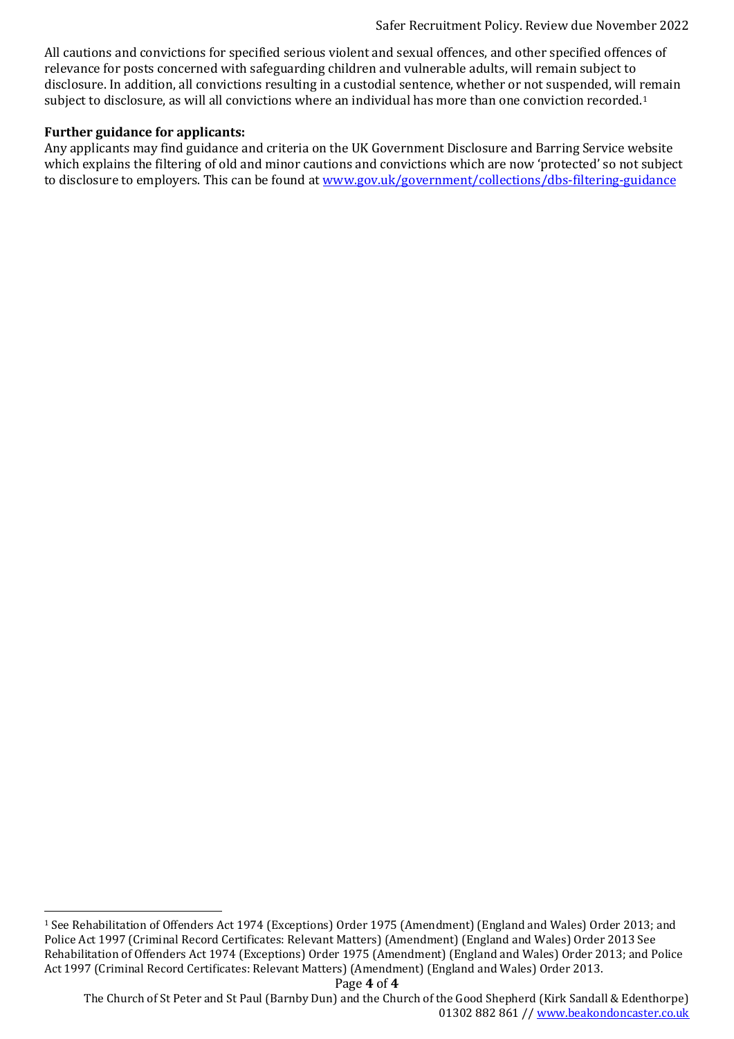All cautions and convictions for specified serious violent and sexual offences, and other specified offences of relevance for posts concerned with safeguarding children and vulnerable adults, will remain subject to disclosure. In addition, all convictions resulting in a custodial sentence, whether or not suspended, will remain subject to disclosure, as will all convictions where an individual has more than one conviction recorded.[1]

**Further guidance for applicants:**

Any applicants may find guidance and criteria on the UK Government Disclosure and Barring Service website which explains the filtering of old and minor cautions and convictions which are now 'protected' so not subject to disclosure to employers. This can be found at www.gov.uk/government/collections/dbs-filtering-guidance

[1] See Rehabilitation of Offenders Act 1974 (Exceptions) Order 1975 (Amendment) (England and Wales) Order 2013; and Police Act 1997 (Criminal Record Certificates: Relevant Matters) (Amendment) (England and Wales) Order 2013 See Rehabilitation of Offenders Act 1974 (Exceptions) Order 1975 (Amendment) (England and Wales) Order 2013; and Police Act 1997 (Criminal Record Certificates: Relevant Matters) (Amendment) (England and Wales) Order 2013.